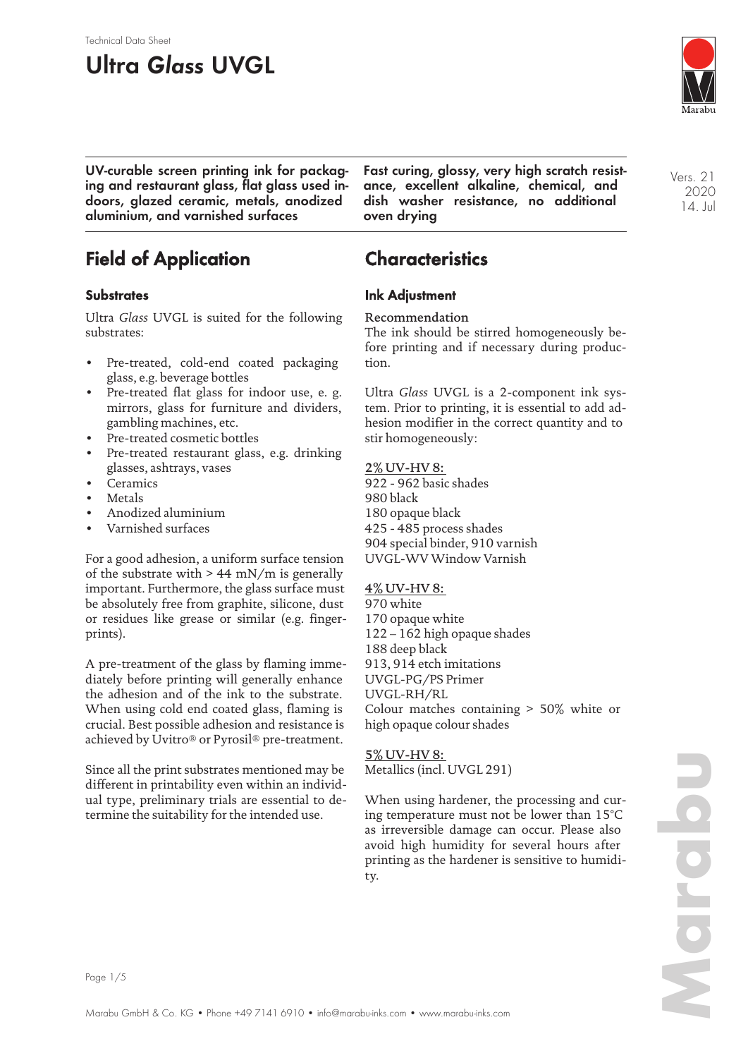Technical Data Sheet

# Ultra *Glass* UVGL

**UV-curable screen printing ink for packaging and restaurant glass, flat glass used indoors, glazed ceramic, metals, anodized aluminium, and varnished surfaces**

**Fast curing, glossy, very high scratch resistance, excellent alkaline, chemical, and dish washer resistance, no additional oven drying**

Vers. 21
2020
14. Jul

## Field of Application

### Substrates

Ultra *Glass* UVGL is suited for the following substrates:

- Pre-treated, cold-end coated packaging glass, e.g. beverage bottles
- Pre-treated flat glass for indoor use, e. g. mirrors, glass for furniture and dividers, gambling machines, etc.
- Pre-treated cosmetic bottles
- Pre-treated restaurant glass, e.g. drinking glasses, ashtrays, vases
- Ceramics
- Metals
- Anodized aluminium
- Varnished surfaces

For a good adhesion, a uniform surface tension of the substrate with > 44 mN/m is generally important. Furthermore, the glass surface must be absolutely free from graphite, silicone, dust or residues like grease or similar (e.g. fingerprints).

A pre-treatment of the glass by flaming immediately before printing will generally enhance the adhesion and of the ink to the substrate. When using cold end coated glass, flaming is crucial. Best possible adhesion and resistance is achieved by Uvitro® or Pyrosil® pre-treatment.

Since all the print substrates mentioned may be different in printability even within an individual type, preliminary trials are essential to determine the suitability for the intended use.

## Characteristics

### Ink Adjustment

Recommendation
The ink should be stirred homogeneously before printing and if necessary during production.

Ultra *Glass* UVGL is a 2-component ink system. Prior to printing, it is essential to add adhesion modifier in the correct quantity and to stir homogeneously:

<u>2% UV-HV 8:</u>
922 - 962 basic shades
980 black
180 opaque black
425 - 485 process shades
904 special binder, 910 varnish
UVGL-WV Window Varnish

<u>4% UV-HV 8:</u>
970 white
170 opaque white
122 – 162 high opaque shades
188 deep black
913, 914 etch imitations
UVGL-PG/PS Primer
UVGL-RH/RL
Colour matches containing > 50% white or high opaque colour shades

<u>5% UV-HV 8:</u>
Metallics (incl. UVGL 291)

When using hardener, the processing and curing temperature must not be lower than 15°C as irreversible damage can occur. Please also avoid high humidity for several hours after printing as the hardener is sensitive to humidity.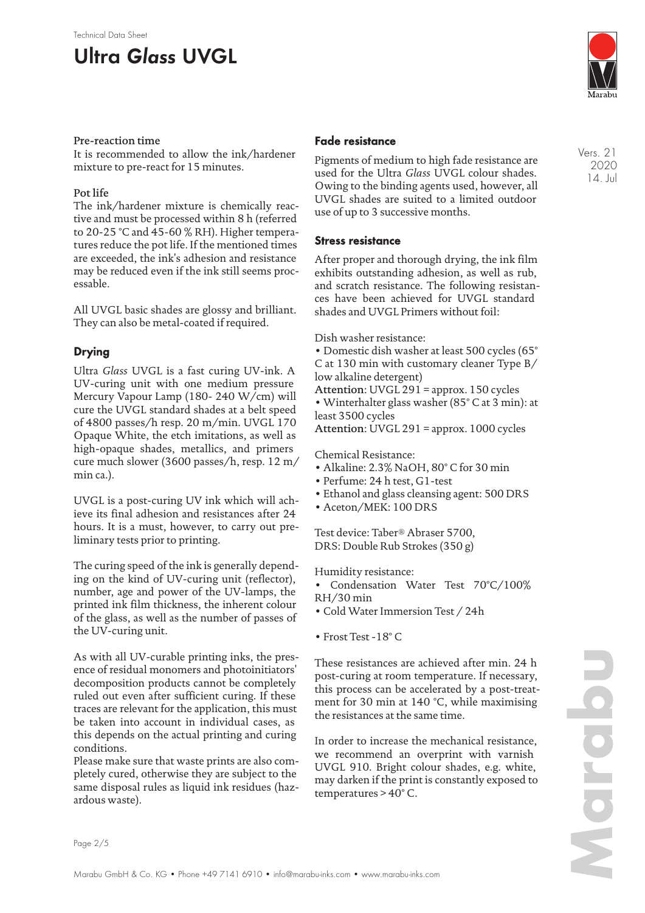#### Pre-reaction time

It is recommended to allow the ink/hardener mixture to pre-react for 15 minutes.

#### Pot life

The ink/hardener mixture is chemically reactive and must be processed within 8 h (referred to 20-25 °C and 45-60 % RH). Higher temperatures reduce the pot life. If the mentioned times are exceeded, the ink's adhesion and resistance may be reduced even if the ink still seems processable.

All UVGL basic shades are glossy and brilliant. They can also be metal-coated if required.

## Drying

Ultra *Glass* UVGL is a fast curing UV-ink. A UV-curing unit with one medium pressure Mercury Vapour Lamp (180- 240 W/cm) will cure the UVGL standard shades at a belt speed of 4800 passes/h resp. 20 m/min. UVGL 170 Opaque White, the etch imitations, as well as high-opaque shades, metallics, and primers cure much slower (3600 passes/h, resp. 12 m/min ca.).

UVGL is a post-curing UV ink which will achieve its final adhesion and resistances after 24 hours. It is a must, however, to carry out preliminary tests prior to printing.

The curing speed of the ink is generally depending on the kind of UV-curing unit (reflector), number, age and power of the UV-lamps, the printed ink film thickness, the inherent colour of the glass, as well as the number of passes of the UV-curing unit.

As with all UV-curable printing inks, the presence of residual monomers and photoinitiators' decomposition products cannot be completely ruled out even after sufficient curing. If these traces are relevant for the application, this must be taken into account in individual cases, as this depends on the actual printing and curing conditions.
Please make sure that waste prints are also completely cured, otherwise they are subject to the same disposal rules as liquid ink residues (hazardous waste).

## Fade resistance

Pigments of medium to high fade resistance are used for the Ultra *Glass* UVGL colour shades. Owing to the binding agents used, however, all UVGL shades are suited to a limited outdoor use of up to 3 successive months.

## Stress resistance

After proper and thorough drying, the ink film exhibits outstanding adhesion, as well as rub, and scratch resistance. The following resistances have been achieved for UVGL standard shades and UVGL Primers without foil:

Dish washer resistance:

- Domestic dish washer at least 500 cycles (65° C at 130 min with customary cleaner Type B/ low alkaline detergent)

**Attention**: UVGL 291 = approx. 150 cycles

- Winterhalter glass washer (85° C at 3 min): at least 3500 cycles

**Attention**: UVGL 291 = approx. 1000 cycles

Chemical Resistance:

- Alkaline: 2.3% NaOH, 80° C for 30 min
- Perfume: 24 h test, G1-test
- Ethanol and glass cleansing agent: 500 DRS
- Aceton/MEK: 100 DRS

Test device: Taber® Abraser 5700,
DRS: Double Rub Strokes (350 g)

Humidity resistance:

- Condensation Water Test 70°C/100% RH/30 min
- Cold Water Immersion Test / 24h
- Frost Test -18° C

These resistances are achieved after min. 24 h post-curing at room temperature. If necessary, this process can be accelerated by a post-treatment for 30 min at 140 °C, while maximising the resistances at the same time.

In order to increase the mechanical resistance, we recommend an overprint with varnish UVGL 910. Bright colour shades, e.g. white, may darken if the print is constantly exposed to temperatures > 40° C.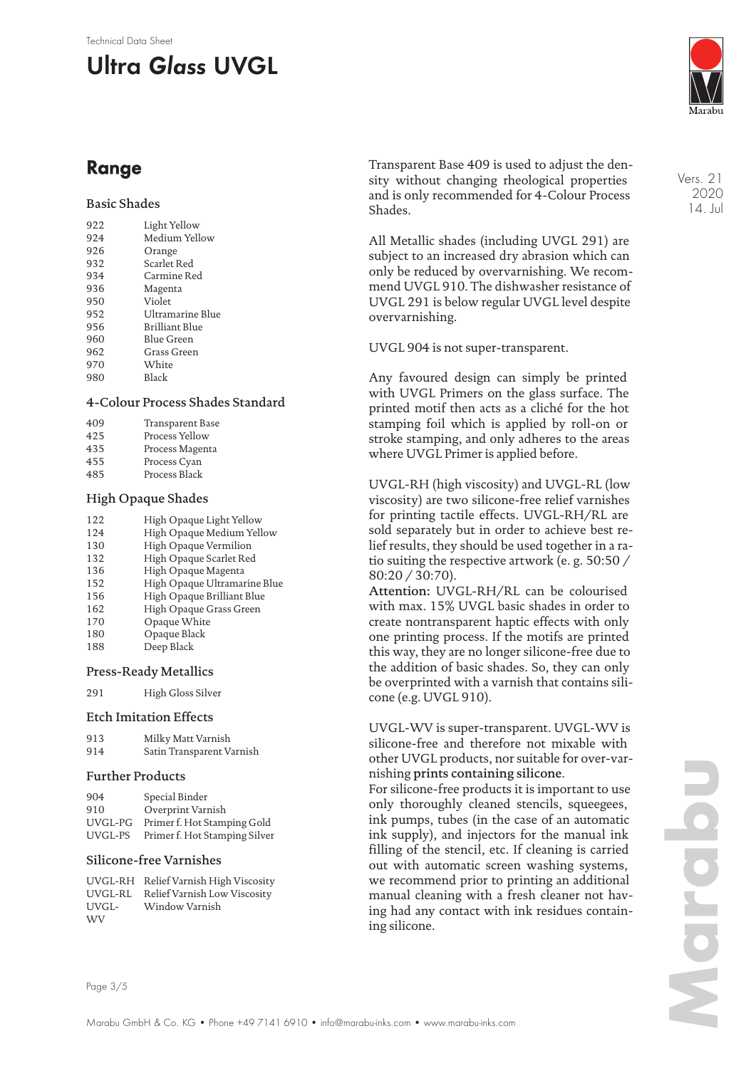## Range

### Basic Shades

| | |
|---|---|
| 922 | Light Yellow |
| 924 | Medium Yellow |
| 926 | Orange |
| 932 | Scarlet Red |
| 934 | Carmine Red |
| 936 | Magenta |
| 950 | Violet |
| 952 | Ultramarine Blue |
| 956 | Brilliant Blue |
| 960 | Blue Green |
| 962 | Grass Green |
| 970 | White |
| 980 | Black |

### 4-Colour Process Shades Standard

| | |
|---|---|
| 409 | Transparent Base |
| 425 | Process Yellow |
| 435 | Process Magenta |
| 455 | Process Cyan |
| 485 | Process Black |

### High Opaque Shades

| | |
|---|---|
| 122 | High Opaque Light Yellow |
| 124 | High Opaque Medium Yellow |
| 130 | High Opaque Vermilion |
| 132 | High Opaque Scarlet Red |
| 136 | High Opaque Magenta |
| 152 | High Opaque Ultramarine Blue |
| 156 | High Opaque Brilliant Blue |
| 162 | High Opaque Grass Green |
| 170 | Opaque White |
| 180 | Opaque Black |
| 188 | Deep Black |

### Press-Ready Metallics

| | |
|---|---|
| 291 | High Gloss Silver |

### Etch Imitation Effects

| | |
|---|---|
| 913 | Milky Matt Varnish |
| 914 | Satin Transparent Varnish |

### Further Products

| | |
|---|---|
| 904 | Special Binder |
| 910 | Overprint Varnish |
| UVGL-PG | Primer f. Hot Stamping Gold |
| UVGL-PS | Primer f. Hot Stamping Silver |

### Silicone-free Varnishes

| | |
|---|---|
| UVGL-RH | Relief Varnish High Viscosity |
| UVGL-RL | Relief Varnish Low Viscosity |
| UVGL-WV | Window Varnish |

Transparent Base 409 is used to adjust the density without changing rheological properties and is only recommended for 4-Colour Process Shades.

All Metallic shades (including UVGL 291) are subject to an increased dry abrasion which can only be reduced by overvarnishing. We recommend UVGL 910. The dishwasher resistance of UVGL 291 is below regular UVGL level despite overvarnishing.

UVGL 904 is not super-transparent.

Any favoured design can simply be printed with UVGL Primers on the glass surface. The printed motif then acts as a cliché for the hot stamping foil which is applied by roll-on or stroke stamping, and only adheres to the areas where UVGL Primer is applied before.

UVGL-RH (high viscosity) and UVGL-RL (low viscosity) are two silicone-free relief varnishes for printing tactile effects. UVGL-RH/RL are sold separately but in order to achieve best relief results, they should be used together in a ratio suiting the respective artwork (e. g. 50:50 / 80:20 / 30:70).

**Attention:** UVGL-RH/RL can be colourised with max. 15% UVGL basic shades in order to create nontransparent haptic effects with only one printing process. If the motifs are printed this way, they are no longer silicone-free due to the addition of basic shades. So, they can only be overprinted with a varnish that contains silicone (e.g. UVGL 910).

UVGL-WV is super-transparent. UVGL-WV is silicone-free and therefore not mixable with other UVGL products, nor suitable for over-varnishing **prints containing silicone**.

For silicone-free products it is important to use only thoroughly cleaned stencils, squeegees, ink pumps, tubes (in the case of an automatic ink supply), and injectors for the manual ink filling of the stencil, etc. If cleaning is carried out with automatic screen washing systems, we recommend prior to printing an additional manual cleaning with a fresh cleaner not having had any contact with ink residues containing silicone.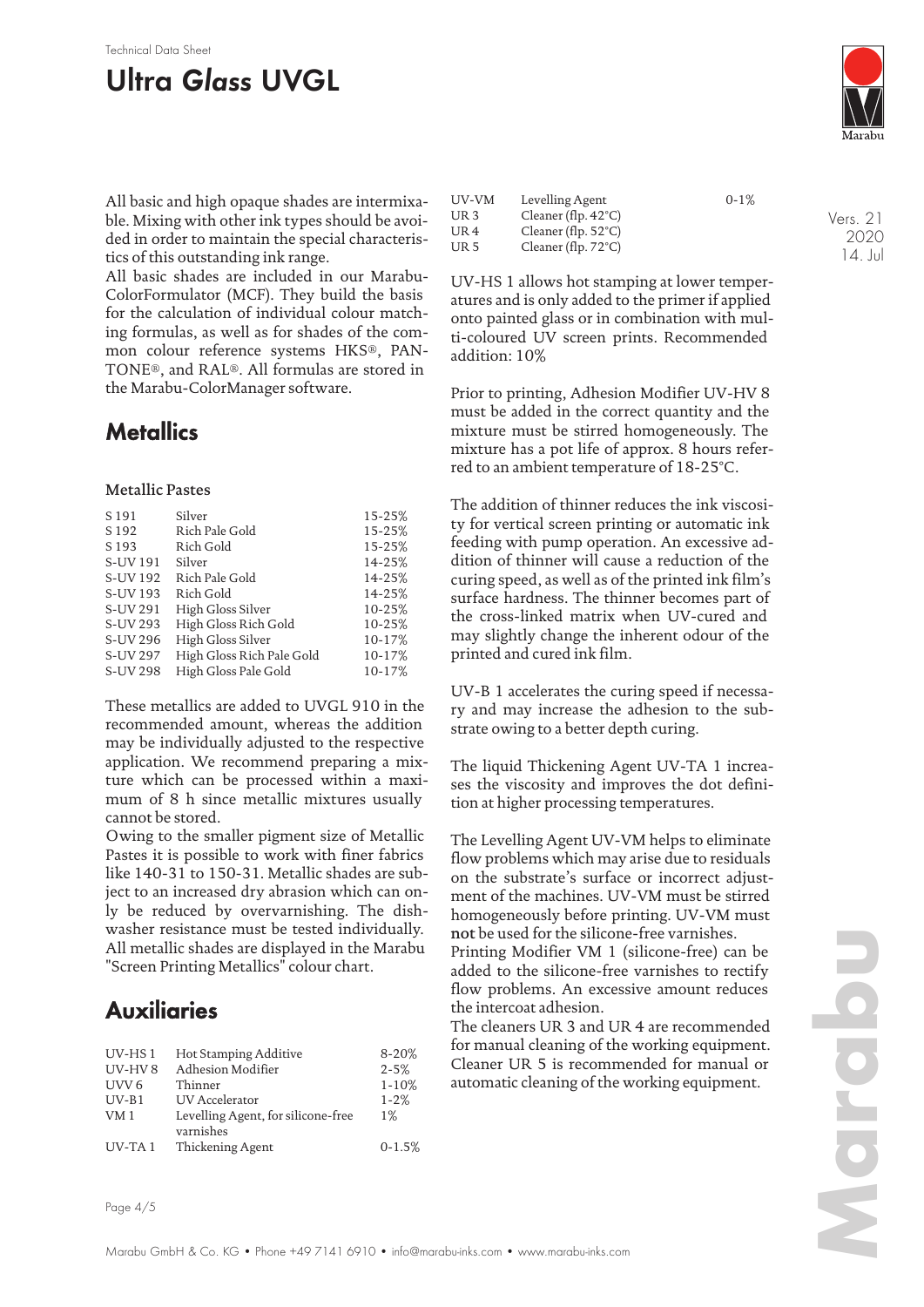All basic and high opaque shades are intermixable. Mixing with other ink types should be avoided in order to maintain the special characteristics of this outstanding ink range.

All basic shades are included in our Marabu-ColorFormulator (MCF). They build the basis for the calculation of individual colour matching formulas, as well as for shades of the common colour reference systems HKS®, PANTONE®, and RAL®. All formulas are stored in the Marabu-ColorManager software.

## Metallics

### Metallic Pastes

| | | |
|---|---|---|
| S 191 | Silver | 15-25% |
| S 192 | Rich Pale Gold | 15-25% |
| S 193 | Rich Gold | 15-25% |
| S-UV 191 | Silver | 14-25% |
| S-UV 192 | Rich Pale Gold | 14-25% |
| S-UV 193 | Rich Gold | 14-25% |
| S-UV 291 | High Gloss Silver | 10-25% |
| S-UV 293 | High Gloss Rich Gold | 10-25% |
| S-UV 296 | High Gloss Silver | 10-17% |
| S-UV 297 | High Gloss Rich Pale Gold | 10-17% |
| S-UV 298 | High Gloss Pale Gold | 10-17% |

These metallics are added to UVGL 910 in the recommended amount, whereas the addition may be individually adjusted to the respective application. We recommend preparing a mixture which can be processed within a maximum of 8 h since metallic mixtures usually cannot be stored.

Owing to the smaller pigment size of Metallic Pastes it is possible to work with finer fabrics like 140-31 to 150-31. Metallic shades are subject to an increased dry abrasion which can only be reduced by overvarnishing. The dishwasher resistance must be tested individually. All metallic shades are displayed in the Marabu "Screen Printing Metallics" colour chart.

## Auxiliaries

| | | |
|---|---|---|
| UV-HS 1 | Hot Stamping Additive | 8-20% |
| UV-HV 8 | Adhesion Modifier | 2-5% |
| UVV 6 | Thinner | 1-10% |
| UV-B1 | UV Accelerator | 1-2% |
| VM 1 | Levelling Agent, for silicone-free varnishes | 1% |
| UV-TA 1 | Thickening Agent | 0-1.5% |
| UV-VM | Levelling Agent | 0-1% |
| UR 3 | Cleaner (flp. 42°C) | |
| UR 4 | Cleaner (flp. 52°C) | |
| UR 5 | Cleaner (flp. 72°C) | |

UV-HS 1 allows hot stamping at lower temperatures and is only added to the primer if applied onto painted glass or in combination with multi-coloured UV screen prints. Recommended addition: 10%

Prior to printing, Adhesion Modifier UV-HV 8 must be added in the correct quantity and the mixture must be stirred homogeneously. The mixture has a pot life of approx. 8 hours referred to an ambient temperature of 18-25°C.

The addition of thinner reduces the ink viscosity for vertical screen printing or automatic ink feeding with pump operation. An excessive addition of thinner will cause a reduction of the curing speed, as well as of the printed ink film's surface hardness. The thinner becomes part of the cross-linked matrix when UV-cured and may slightly change the inherent odour of the printed and cured ink film.

UV-B 1 accelerates the curing speed if necessary and may increase the adhesion to the substrate owing to a better depth curing.

The liquid Thickening Agent UV-TA 1 increases the viscosity and improves the dot definition at higher processing temperatures.

The Levelling Agent UV-VM helps to eliminate flow problems which may arise due to residuals on the substrate's surface or incorrect adjustment of the machines. UV-VM must be stirred homogeneously before printing. UV-VM must **not** be used for the silicone-free varnishes.

Printing Modifier VM 1 (silicone-free) can be added to the silicone-free varnishes to rectify flow problems. An excessive amount reduces the intercoat adhesion.

The cleaners UR 3 and UR 4 are recommended for manual cleaning of the working equipment. Cleaner UR 5 is recommended for manual or automatic cleaning of the working equipment.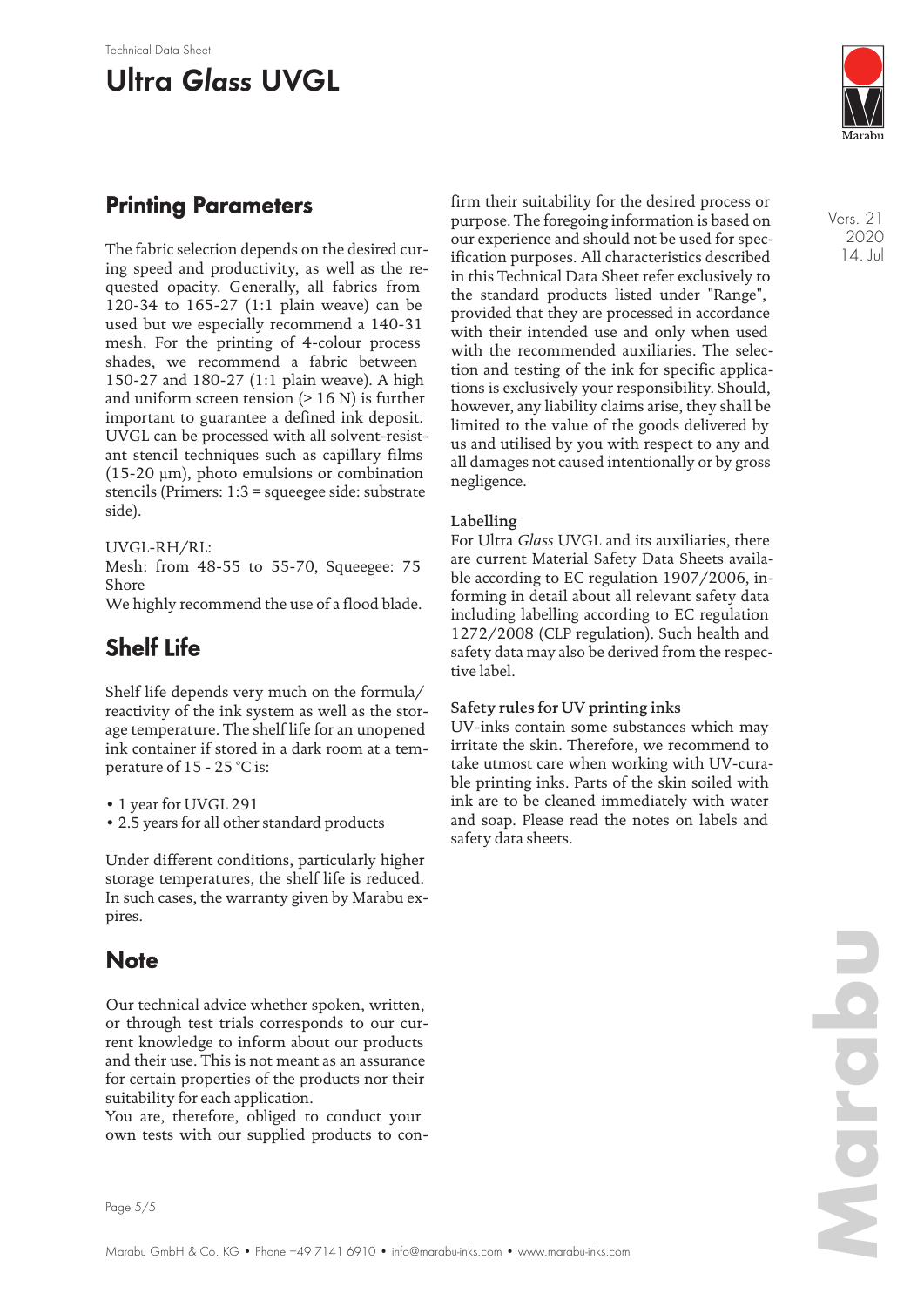## Printing Parameters

The fabric selection depends on the desired curing speed and productivity, as well as the requested opacity. Generally, all fabrics from 120-34 to 165-27 (1:1 plain weave) can be used but we especially recommend a 140-31 mesh. For the printing of 4-colour process shades, we recommend a fabric between 150-27 and 180-27 (1:1 plain weave). A high and uniform screen tension (> 16 N) is further important to guarantee a defined ink deposit. UVGL can be processed with all solvent-resistant stencil techniques such as capillary films (15-20 μm), photo emulsions or combination stencils (Primers: 1:3 = squeegee side: substrate side).

UVGL-RH/RL:
Mesh: from 48-55 to 55-70, Squeegee: 75 Shore
We highly recommend the use of a flood blade.

## Shelf Life

Shelf life depends very much on the formula/reactivity of the ink system as well as the storage temperature. The shelf life for an unopened ink container if stored in a dark room at a temperature of 15 - 25 °C is:

- 1 year for UVGL 291
- 2.5 years for all other standard products

Under different conditions, particularly higher storage temperatures, the shelf life is reduced. In such cases, the warranty given by Marabu expires.

## Note

Our technical advice whether spoken, written, or through test trials corresponds to our current knowledge to inform about our products and their use. This is not meant as an assurance for certain properties of the products nor their suitability for each application.
You are, therefore, obliged to conduct your own tests with our supplied products to confirm their suitability for the desired process or purpose. The foregoing information is based on our experience and should not be used for specification purposes. All characteristics described in this Technical Data Sheet refer exclusively to the standard products listed under "Range", provided that they are processed in accordance with their intended use and only when used with the recommended auxiliaries. The selection and testing of the ink for specific applications is exclusively your responsibility. Should, however, any liability claims arise, they shall be limited to the value of the goods delivered by us and utilised by you with respect to any and all damages not caused intentionally or by gross negligence.

### Labelling

For Ultra *Glass* UVGL and its auxiliaries, there are current Material Safety Data Sheets available according to EC regulation 1907/2006, informing in detail about all relevant safety data including labelling according to EC regulation 1272/2008 (CLP regulation). Such health and safety data may also be derived from the respective label.

### Safety rules for UV printing inks

UV-inks contain some substances which may irritate the skin. Therefore, we recommend to take utmost care when working with UV-curable printing inks. Parts of the skin soiled with ink are to be cleaned immediately with water and soap. Please read the notes on labels and safety data sheets.